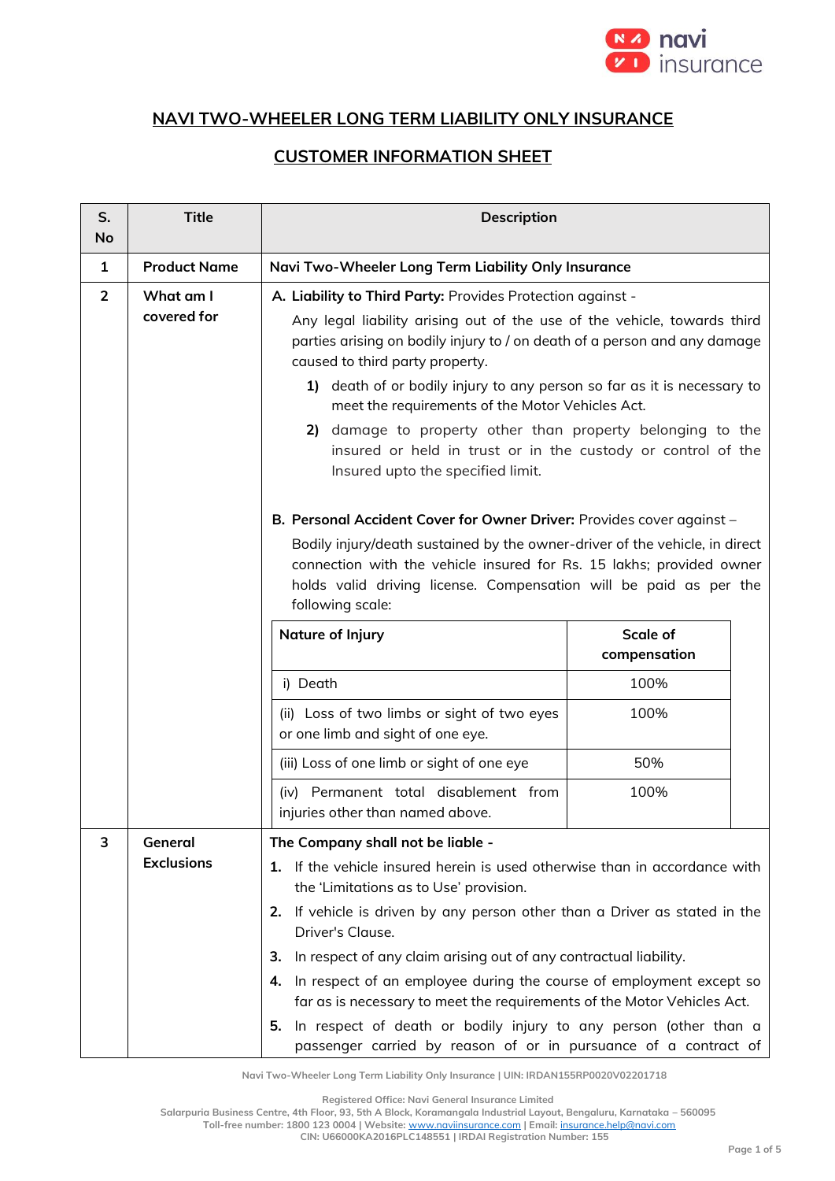# NAVI TWO-WHEELER LONG TERM LIABILITY ONLY INSURANCE

## CUSTOMER INFORMATION SHEET

| S. No | Title | Description |
|---|---|---|
| 1 | **Product Name** | **Navi Two-Wheeler Long Term Liability Only Insurance** |
| 2 | **What am I covered for** | **A. Liability to Third Party:** Provides Protection against - <br> Any legal liability arising out of the use of the vehicle, towards third parties arising on bodily injury to / on death of a person and any damage caused to third party property. <br> **1)** death of or bodily injury to any person so far as it is necessary to meet the requirements of the Motor Vehicles Act. <br> **2)** damage to property other than property belonging to the insured or held in trust or in the custody or control of the Insured upto the specified limit. <br><br> **B. Personal Accident Cover for Owner Driver:** Provides cover against – <br> Bodily injury/death sustained by the owner-driver of the vehicle, in direct connection with the vehicle insured for Rs. 15 lakhs; provided owner holds valid driving license. Compensation will be paid as per the following scale: <br><br> **Nature of Injury** — **Scale of compensation** <br> i) Death — 100% <br> (ii) Loss of two limbs or sight of two eyes or one limb and sight of one eye. — 100% <br> (iii) Loss of one limb or sight of one eye — 50% <br> (iv) Permanent total disablement from injuries other than named above. — 100% |
| 3 | **General Exclusions** | **The Company shall not be liable -** <br> **1.** If the vehicle insured herein is used otherwise than in accordance with the 'Limitations as to Use' provision. <br> **2.** If vehicle is driven by any person other than a Driver as stated in the Driver's Clause. <br> **3.** In respect of any claim arising out of any contractual liability. <br> **4.** In respect of an employee during the course of employment except so far as is necessary to meet the requirements of the Motor Vehicles Act. <br> **5.** In respect of death or bodily injury to any person (other than a passenger carried by reason of or in pursuance of a contract of |

Navi Two-Wheeler Long Term Liability Only Insurance | UIN: IRDAN155RP0020V02201718

Registered Office: Navi General Insurance Limited
Salarpuria Business Centre, 4th Floor, 93, 5th A Block, Koramangala Industrial Layout, Bengaluru, Karnataka – 560095
Toll-free number: 1800 123 0004 | Website: www.naviinsurance.com | Email: insurance.help@navi.com
CIN: U66000KA2016PLC148551 | IRDAI Registration Number: 155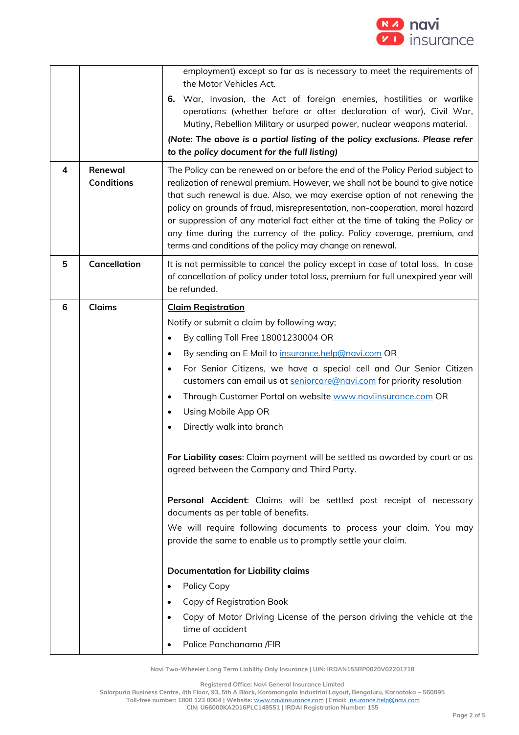| | | |
|---|---|---|
| | | employment) except so far as is necessary to meet the requirements of the Motor Vehicles Act.<br>**6.** War, Invasion, the Act of foreign enemies, hostilities or warlike operations (whether before or after declaration of war), Civil War, Mutiny, Rebellion Military or usurped power, nuclear weapons material.<br>***(Note: The above is a partial listing of the policy exclusions. Please refer to the policy document for the full listing)*** |
| 4 | **Renewal Conditions** | The Policy can be renewed on or before the end of the Policy Period subject to realization of renewal premium. However, we shall not be bound to give notice that such renewal is due. Also, we may exercise option of not renewing the policy on grounds of fraud, misrepresentation, non-cooperation, moral hazard or suppression of any material fact either at the time of taking the Policy or any time during the currency of the policy. Policy coverage, premium, and terms and conditions of the policy may change on renewal. |
| 5 | **Cancellation** | It is not permissible to cancel the policy except in case of total loss. In case of cancellation of policy under total loss, premium for full unexpired year will be refunded. |
| 6 | **Claims** | <u>**Claim Registration**</u><br>Notify or submit a claim by following way;<br>• By calling Toll Free 18001230004 OR<br>• By sending an E Mail to insurance.help@navi.com OR<br>• For Senior Citizens, we have a special cell and Our Senior Citizen customers can email us at seniorcare@navi.com for priority resolution<br>• Through Customer Portal on website www.naviinsurance.com OR<br>• Using Mobile App OR<br>• Directly walk into branch<br><br>**For Liability cases**: Claim payment will be settled as awarded by court or as agreed between the Company and Third Party.<br><br>**Personal Accident**: Claims will be settled post receipt of necessary documents as per table of benefits.<br>We will require following documents to process your claim. You may provide the same to enable us to promptly settle your claim.<br><br><u>**Documentation for Liability claims**</u><br>• Policy Copy<br>• Copy of Registration Book<br>• Copy of Motor Driving License of the person driving the vehicle at the time of accident<br>• Police Panchanama /FIR |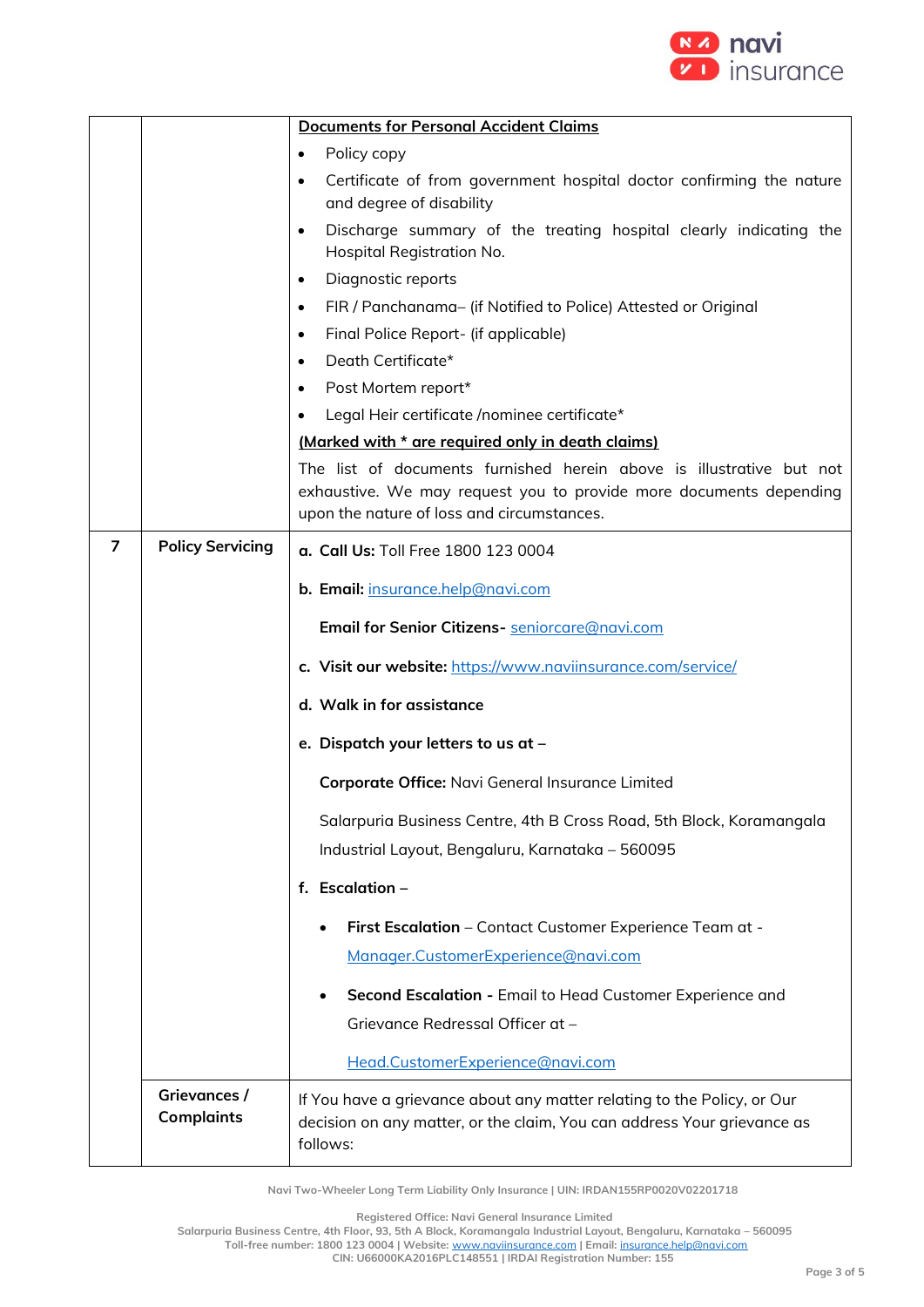| | | |
|---|---|---|
| | | <u>**Documents for Personal Accident Claims**</u><br>• Policy copy<br>• Certificate of from government hospital doctor confirming the nature and degree of disability<br>• Discharge summary of the treating hospital clearly indicating the Hospital Registration No.<br>• Diagnostic reports<br>• FIR / Panchanama– (if Notified to Police) Attested or Original<br>• Final Police Report- (if applicable)<br>• Death Certificate*<br>• Post Mortem report*<br>• Legal Heir certificate /nominee certificate*<br><u>**(Marked with * are required only in death claims)**</u><br>The list of documents furnished herein above is illustrative but not exhaustive. We may request you to provide more documents depending upon the nature of loss and circumstances. |
| 7 | **Policy Servicing** | **a. Call Us:** Toll Free 1800 123 0004<br><br>**b. Email:** insurance.help@navi.com<br><br>**Email for Senior Citizens-** seniorcare@navi.com<br><br>**c. Visit our website:** https://www.naviinsurance.com/service/<br><br>**d. Walk in for assistance**<br><br>**e. Dispatch your letters to us at –**<br><br>**Corporate Office:** Navi General Insurance Limited<br><br>Salarpuria Business Centre, 4th B Cross Road, 5th Block, Koramangala Industrial Layout, Bengaluru, Karnataka – 560095<br><br>**f. Escalation –**<br><br>• **First Escalation** – Contact Customer Experience Team at - Manager.CustomerExperience@navi.com<br><br>• **Second Escalation -** Email to Head Customer Experience and Grievance Redressal Officer at – Head.CustomerExperience@navi.com |
| | **Grievances / Complaints** | If You have a grievance about any matter relating to the Policy, or Our decision on any matter, or the claim, You can address Your grievance as follows: |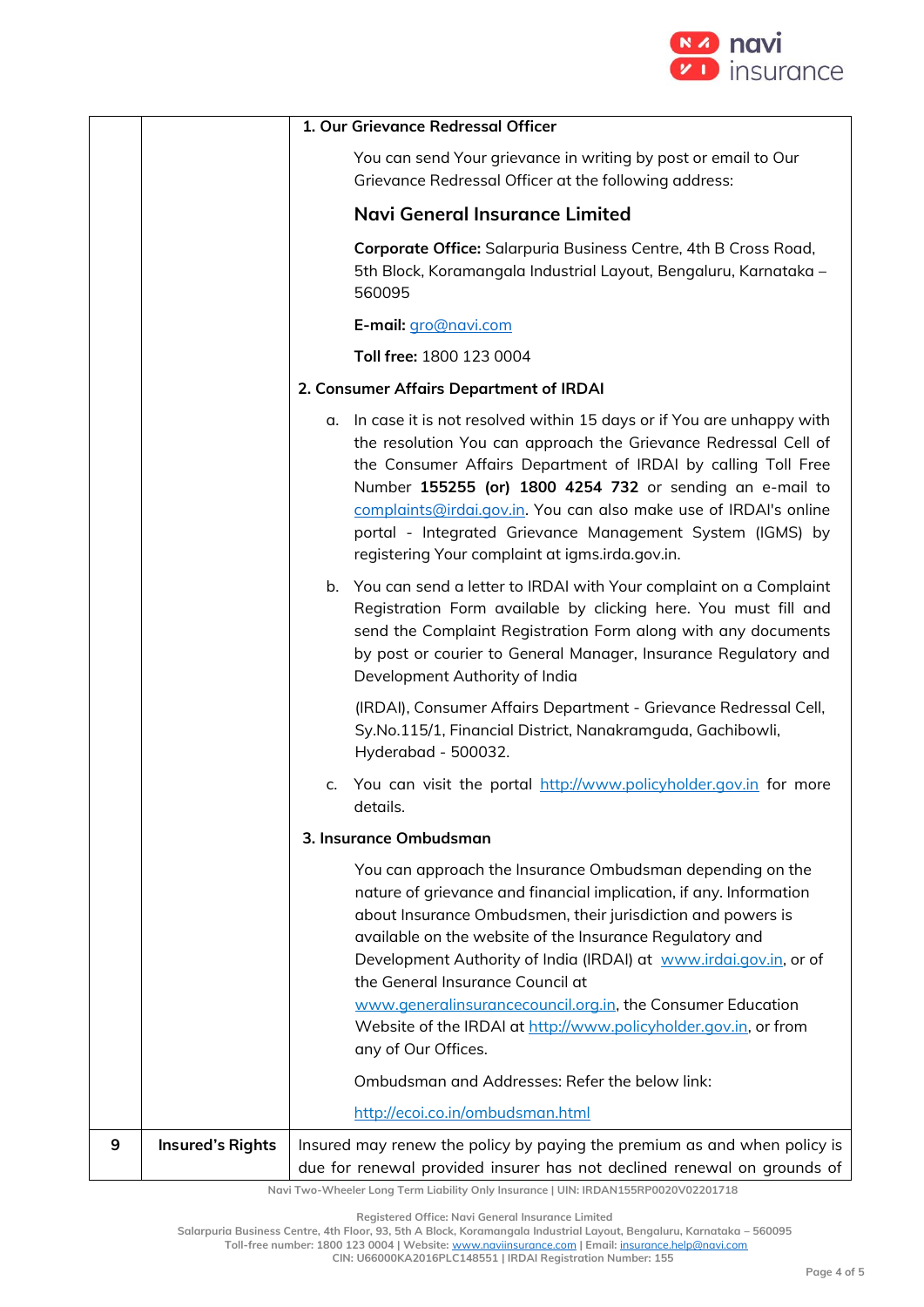| | | |
|---|---|---|
| | | **1. Our Grievance Redressal Officer**<br><br>You can send Your grievance in writing by post or email to Our Grievance Redressal Officer at the following address:<br><br>**Navi General Insurance Limited**<br><br>**Corporate Office:** Salarpuria Business Centre, 4th B Cross Road, 5th Block, Koramangala Industrial Layout, Bengaluru, Karnataka – 560095<br><br>**E-mail:** gro@navi.com<br><br>**Toll free:** 1800 123 0004<br><br>**2. Consumer Affairs Department of IRDAI**<br><br>a. In case it is not resolved within 15 days or if You are unhappy with the resolution You can approach the Grievance Redressal Cell of the Consumer Affairs Department of IRDAI by calling Toll Free Number **155255 (or) 1800 4254 732** or sending an e-mail to complaints@irdai.gov.in. You can also make use of IRDAI's online portal - Integrated Grievance Management System (IGMS) by registering Your complaint at igms.irda.gov.in.<br><br>b. You can send a letter to IRDAI with Your complaint on a Complaint Registration Form available by clicking here. You must fill and send the Complaint Registration Form along with any documents by post or courier to General Manager, Insurance Regulatory and Development Authority of India<br><br>(IRDAI), Consumer Affairs Department - Grievance Redressal Cell, Sy.No.115/1, Financial District, Nanakramguda, Gachibowli, Hyderabad - 500032.<br><br>c. You can visit the portal http://www.policyholder.gov.in for more details.<br><br>**3. Insurance Ombudsman**<br><br>You can approach the Insurance Ombudsman depending on the nature of grievance and financial implication, if any. Information about Insurance Ombudsmen, their jurisdiction and powers is available on the website of the Insurance Regulatory and Development Authority of India (IRDAI) at www.irdai.gov.in, or of the General Insurance Council at www.generalinsurancecouncil.org.in, the Consumer Education Website of the IRDAI at http://www.policyholder.gov.in, or from any of Our Offices.<br><br>Ombudsman and Addresses: Refer the below link:<br><br>http://ecoi.co.in/ombudsman.html |
| 9 | **Insured's Rights** | Insured may renew the policy by paying the premium as and when policy is due for renewal provided insurer has not declined renewal on grounds of |

Navi Two-Wheeler Long Term Liability Only Insurance | UIN: IRDAN155RP0020V02201718

Registered Office: Navi General Insurance Limited
Salarpuria Business Centre, 4th Floor, 93, 5th A Block, Koramangala Industrial Layout, Bengaluru, Karnataka – 560095
Toll-free number: 1800 123 0004 | Website: www.naviinsurance.com | Email: insurance.help@navi.com
CIN: U66000KA2016PLC148551 | IRDAI Registration Number: 155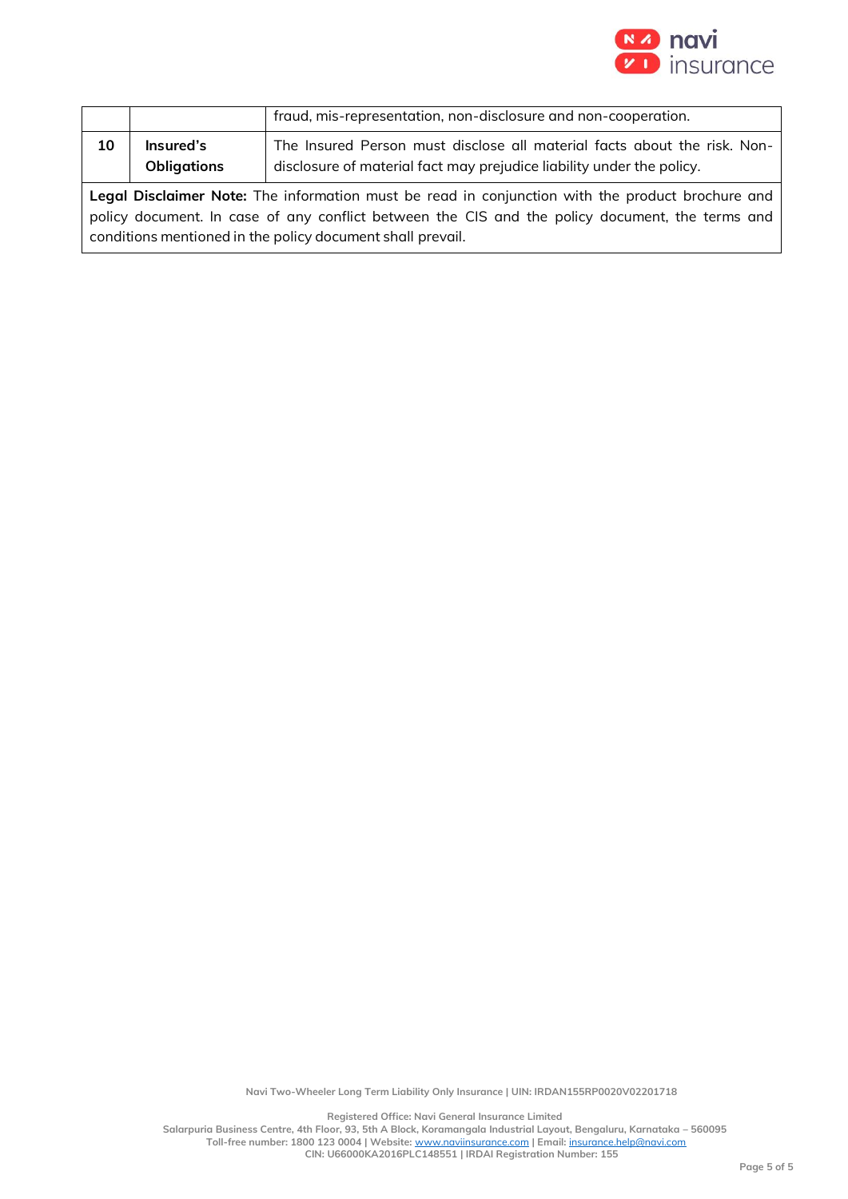| | | |
|---|---|---|
| | | fraud, mis-representation, non-disclosure and non-cooperation. |
| 10 | **Insured's Obligations** | The Insured Person must disclose all material facts about the risk. Non-disclosure of material fact may prejudice liability under the policy. |

**Legal Disclaimer Note:** The information must be read in conjunction with the product brochure and policy document. In case of any conflict between the CIS and the policy document, the terms and conditions mentioned in the policy document shall prevail.